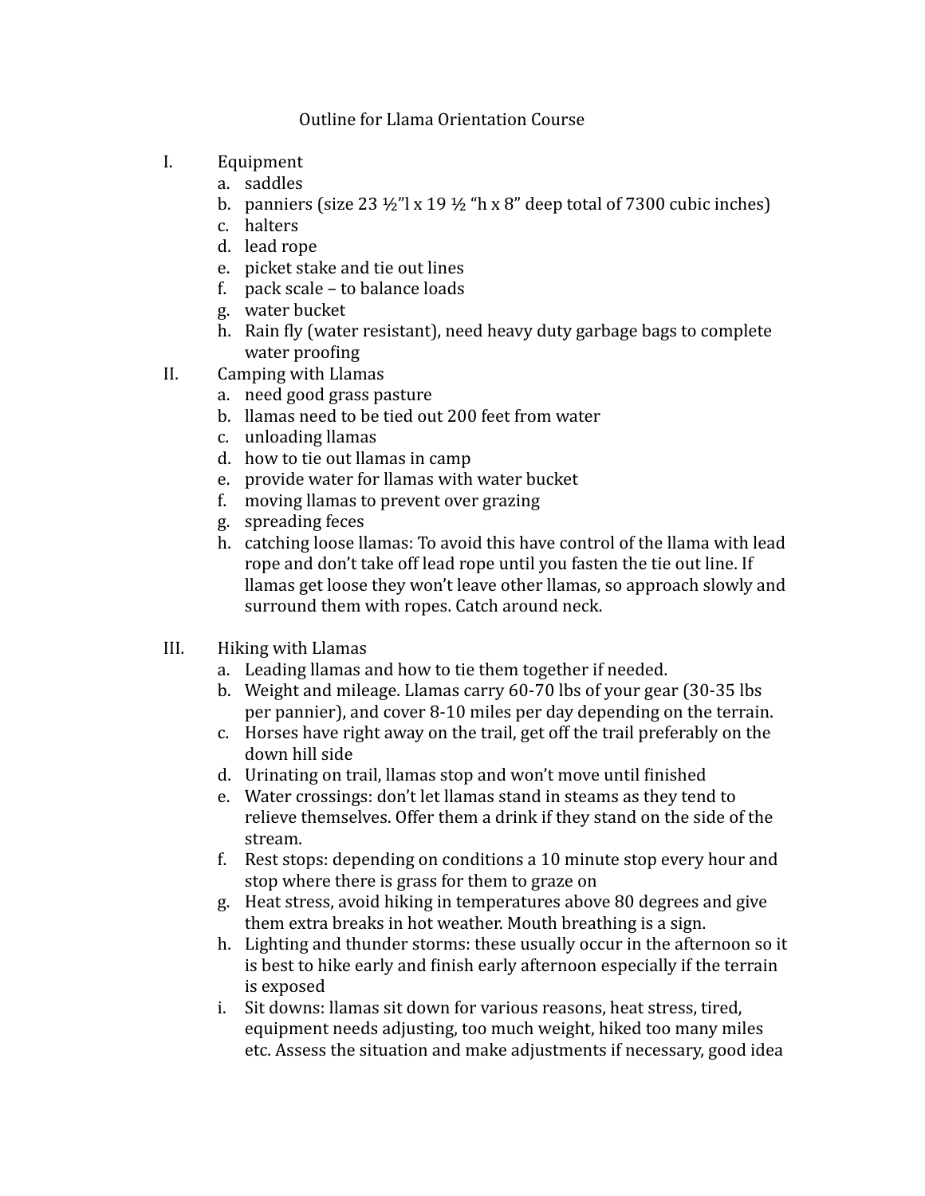# Outline for Llama Orientation Course

I. Equipment
   a. saddles
   b. panniers (size 23 ½"l x 19 ½ "h x 8" deep total of 7300 cubic inches)
   c. halters
   d. lead rope
   e. picket stake and tie out lines
   f. pack scale – to balance loads
   g. water bucket
   h. Rain fly (water resistant), need heavy duty garbage bags to complete water proofing

II. Camping with Llamas
   a. need good grass pasture
   b. llamas need to be tied out 200 feet from water
   c. unloading llamas
   d. how to tie out llamas in camp
   e. provide water for llamas with water bucket
   f. moving llamas to prevent over grazing
   g. spreading feces
   h. catching loose llamas: To avoid this have control of the llama with lead rope and don't take off lead rope until you fasten the tie out line. If llamas get loose they won't leave other llamas, so approach slowly and surround them with ropes. Catch around neck.

III. Hiking with Llamas
   a. Leading llamas and how to tie them together if needed.
   b. Weight and mileage. Llamas carry 60-70 lbs of your gear (30-35 lbs per pannier), and cover 8-10 miles per day depending on the terrain.
   c. Horses have right away on the trail, get off the trail preferably on the down hill side
   d. Urinating on trail, llamas stop and won't move until finished
   e. Water crossings: don't let llamas stand in steams as they tend to relieve themselves. Offer them a drink if they stand on the side of the stream.
   f. Rest stops: depending on conditions a 10 minute stop every hour and stop where there is grass for them to graze on
   g. Heat stress, avoid hiking in temperatures above 80 degrees and give them extra breaks in hot weather. Mouth breathing is a sign.
   h. Lighting and thunder storms: these usually occur in the afternoon so it is best to hike early and finish early afternoon especially if the terrain is exposed
   i. Sit downs: llamas sit down for various reasons, heat stress, tired, equipment needs adjusting, too much weight, hiked too many miles etc. Assess the situation and make adjustments if necessary, good idea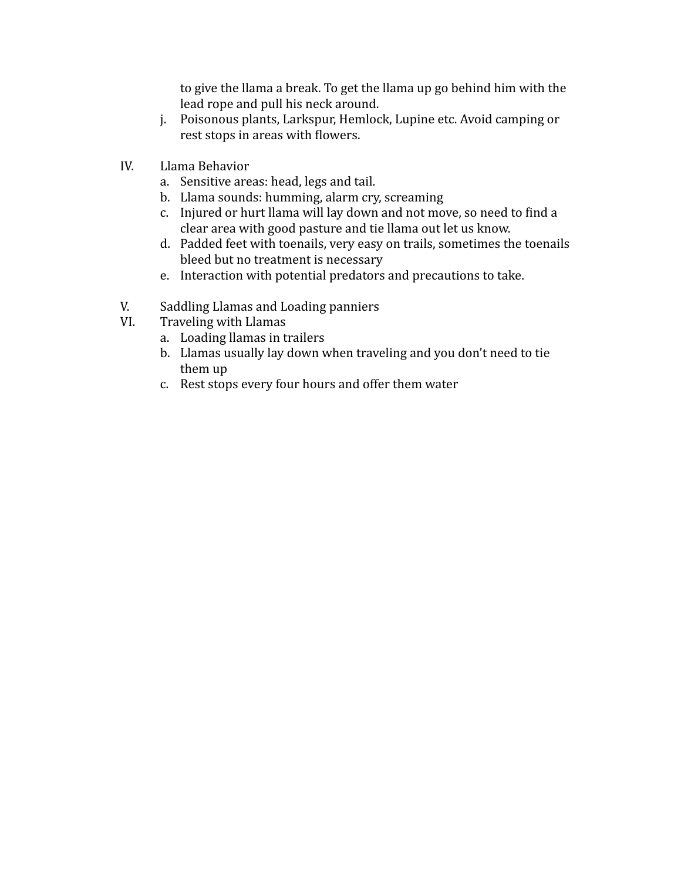to give the llama a break. To get the llama up go behind him with the lead rope and pull his neck around.

j. Poisonous plants, Larkspur, Hemlock, Lupine etc. Avoid camping or rest stops in areas with flowers.

IV. Llama Behavior
   a. Sensitive areas: head, legs and tail.
   b. Llama sounds: humming, alarm cry, screaming
   c. Injured or hurt llama will lay down and not move, so need to find a clear area with good pasture and tie llama out let us know.
   d. Padded feet with toenails, very easy on trails, sometimes the toenails bleed but no treatment is necessary
   e. Interaction with potential predators and precautions to take.

V. Saddling Llamas and Loading panniers

VI. Traveling with Llamas
   a. Loading llamas in trailers
   b. Llamas usually lay down when traveling and you don't need to tie them up
   c. Rest stops every four hours and offer them water